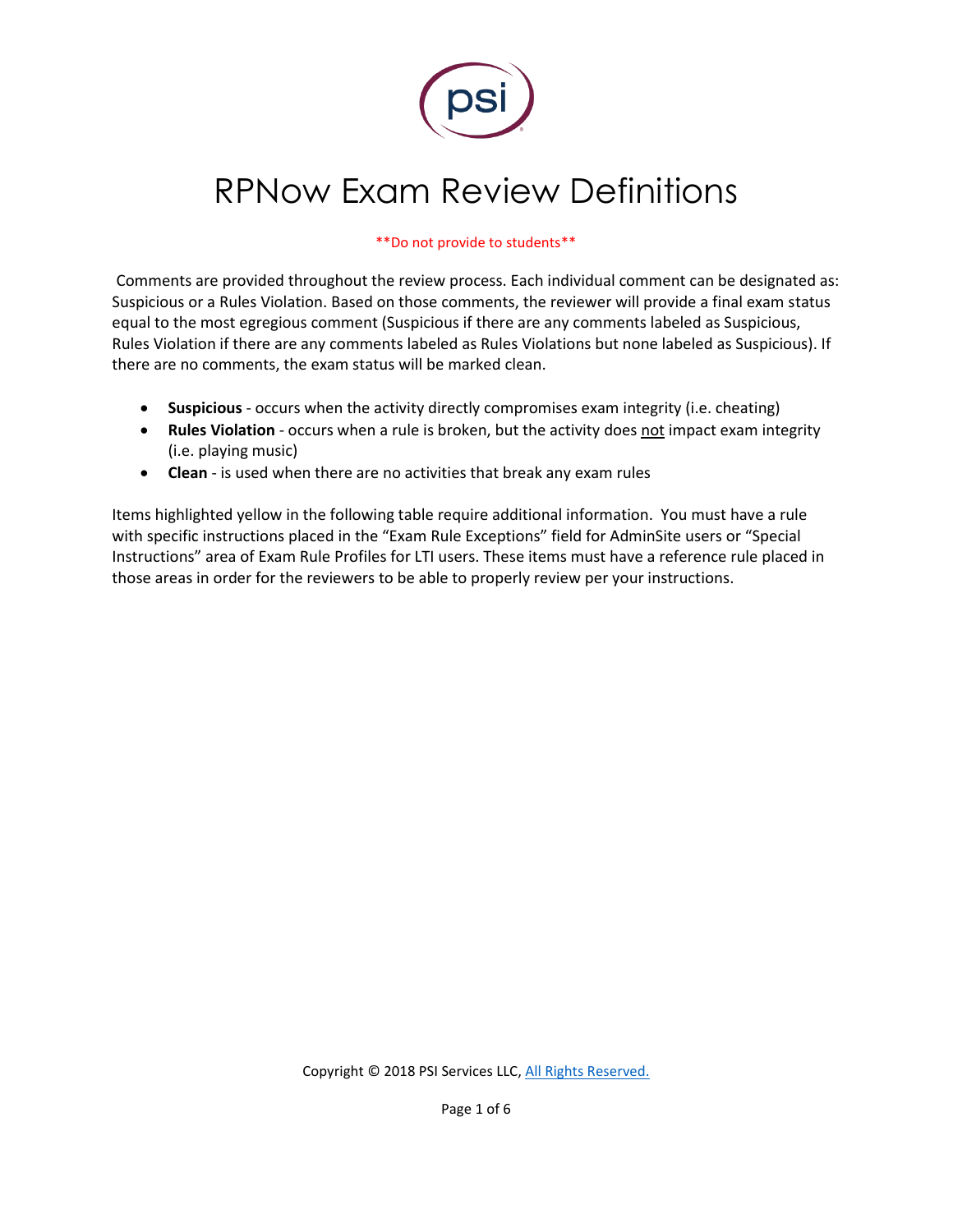# RPNow Exam Review Definitions

**Do not provide to students**

Comments are provided throughout the review process. Each individual comment can be designated as: Suspicious or a Rules Violation. Based on those comments, the reviewer will provide a final exam status equal to the most egregious comment (Suspicious if there are any comments labeled as Suspicious, Rules Violation if there are any comments labeled as Rules Violations but none labeled as Suspicious). If there are no comments, the exam status will be marked clean.

- **Suspicious** - occurs when the activity directly compromises exam integrity (i.e. cheating)
- **Rules Violation** - occurs when a rule is broken, but the activity does <u>not</u> impact exam integrity (i.e. playing music)
- **Clean** - is used when there are no activities that break any exam rules

Items highlighted yellow in the following table require additional information. You must have a rule with specific instructions placed in the "Exam Rule Exceptions" field for AdminSite users or "Special Instructions" area of Exam Rule Profiles for LTI users. These items must have a reference rule placed in those areas in order for the reviewers to be able to properly review per your instructions.

Copyright © 2018 PSI Services LLC, All Rights Reserved.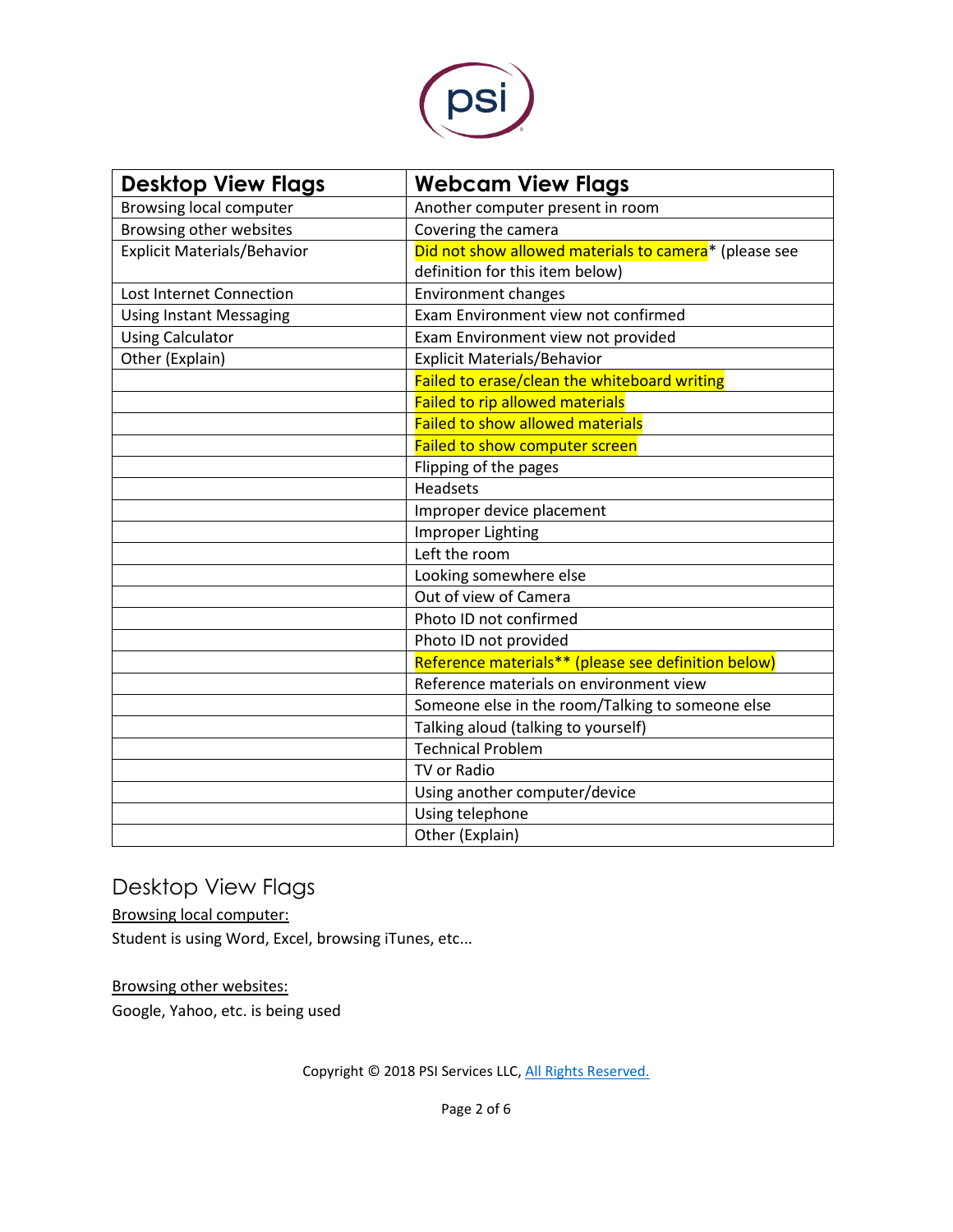| Desktop View Flags | Webcam View Flags |
|---|---|
| Browsing local computer | Another computer present in room |
| Browsing other websites | Covering the camera |
| Explicit Materials/Behavior | Did not show allowed materials to camera* (please see definition for this item below) |
| Lost Internet Connection | Environment changes |
| Using Instant Messaging | Exam Environment view not confirmed |
| Using Calculator | Exam Environment view not provided |
| Other (Explain) | Explicit Materials/Behavior |
| | Failed to erase/clean the whiteboard writing |
| | Failed to rip allowed materials |
| | Failed to show allowed materials |
| | Failed to show computer screen |
| | Flipping of the pages |
| | Headsets |
| | Improper device placement |
| | Improper Lighting |
| | Left the room |
| | Looking somewhere else |
| | Out of view of Camera |
| | Photo ID not confirmed |
| | Photo ID not provided |
| | Reference materials** (please see definition below) |
| | Reference materials on environment view |
| | Someone else in the room/Talking to someone else |
| | Talking aloud (talking to yourself) |
| | Technical Problem |
| | TV or Radio |
| | Using another computer/device |
| | Using telephone |
| | Other (Explain) |

# Desktop View Flags

Browsing local computer:

Student is using Word, Excel, browsing iTunes, etc...

Browsing other websites:

Google, Yahoo, etc. is being used

Copyright © 2018 PSI Services LLC, All Rights Reserved.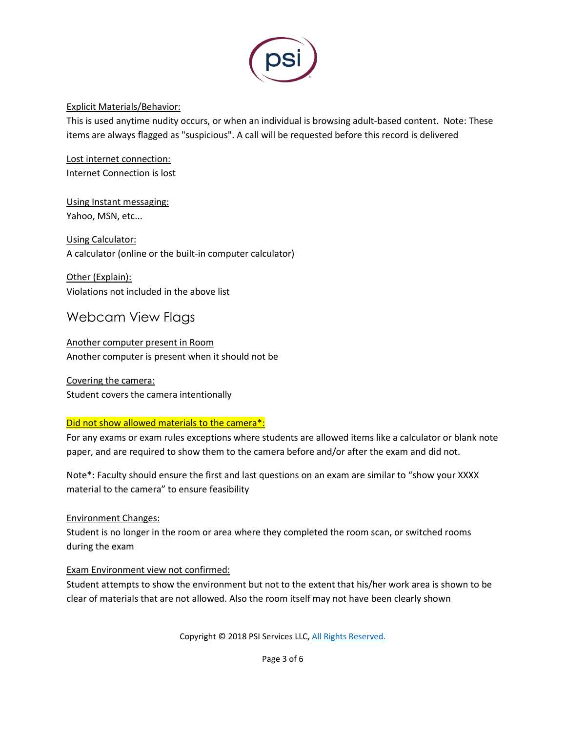Explicit Materials/Behavior:
This is used anytime nudity occurs, or when an individual is browsing adult-based content. Note: These items are always flagged as "suspicious". A call will be requested before this record is delivered

Lost internet connection:
Internet Connection is lost

Using Instant messaging:
Yahoo, MSN, etc...

Using Calculator:
A calculator (online or the built-in computer calculator)

Other (Explain):
Violations not included in the above list

## Webcam View Flags

Another computer present in Room
Another computer is present when it should not be

Covering the camera:
Student covers the camera intentionally

Did not show allowed materials to the camera*:
For any exams or exam rules exceptions where students are allowed items like a calculator or blank note paper, and are required to show them to the camera before and/or after the exam and did not.

Note*: Faculty should ensure the first and last questions on an exam are similar to "show your XXXX material to the camera" to ensure feasibility

Environment Changes:
Student is no longer in the room or area where they completed the room scan, or switched rooms during the exam

Exam Environment view not confirmed:
Student attempts to show the environment but not to the extent that his/her work area is shown to be clear of materials that are not allowed. Also the room itself may not have been clearly shown

Copyright © 2018 PSI Services LLC, All Rights Reserved.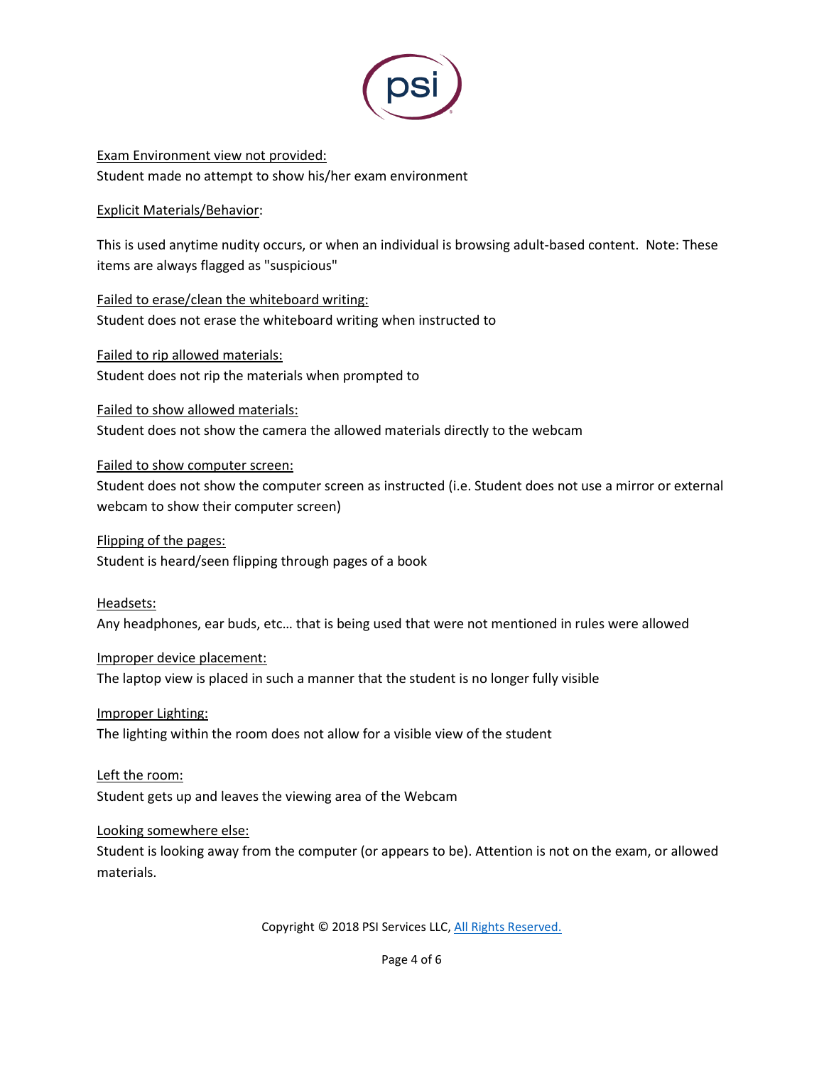<u>Exam Environment view not provided:</u>
Student made no attempt to show his/her exam environment

<u>Explicit Materials/Behavior</u>:

This is used anytime nudity occurs, or when an individual is browsing adult-based content. Note: These items are always flagged as "suspicious"

<u>Failed to erase/clean the whiteboard writing:</u>
Student does not erase the whiteboard writing when instructed to

<u>Failed to rip allowed materials:</u>
Student does not rip the materials when prompted to

<u>Failed to show allowed materials:</u>
Student does not show the camera the allowed materials directly to the webcam

<u>Failed to show computer screen:</u>
Student does not show the computer screen as instructed (i.e. Student does not use a mirror or external webcam to show their computer screen)

<u>Flipping of the pages:</u>
Student is heard/seen flipping through pages of a book

<u>Headsets:</u>
Any headphones, ear buds, etc… that is being used that were not mentioned in rules were allowed

<u>Improper device placement:</u>
The laptop view is placed in such a manner that the student is no longer fully visible

<u>Improper Lighting:</u>
The lighting within the room does not allow for a visible view of the student

<u>Left the room:</u>
Student gets up and leaves the viewing area of the Webcam

<u>Looking somewhere else:</u>
Student is looking away from the computer (or appears to be). Attention is not on the exam, or allowed materials.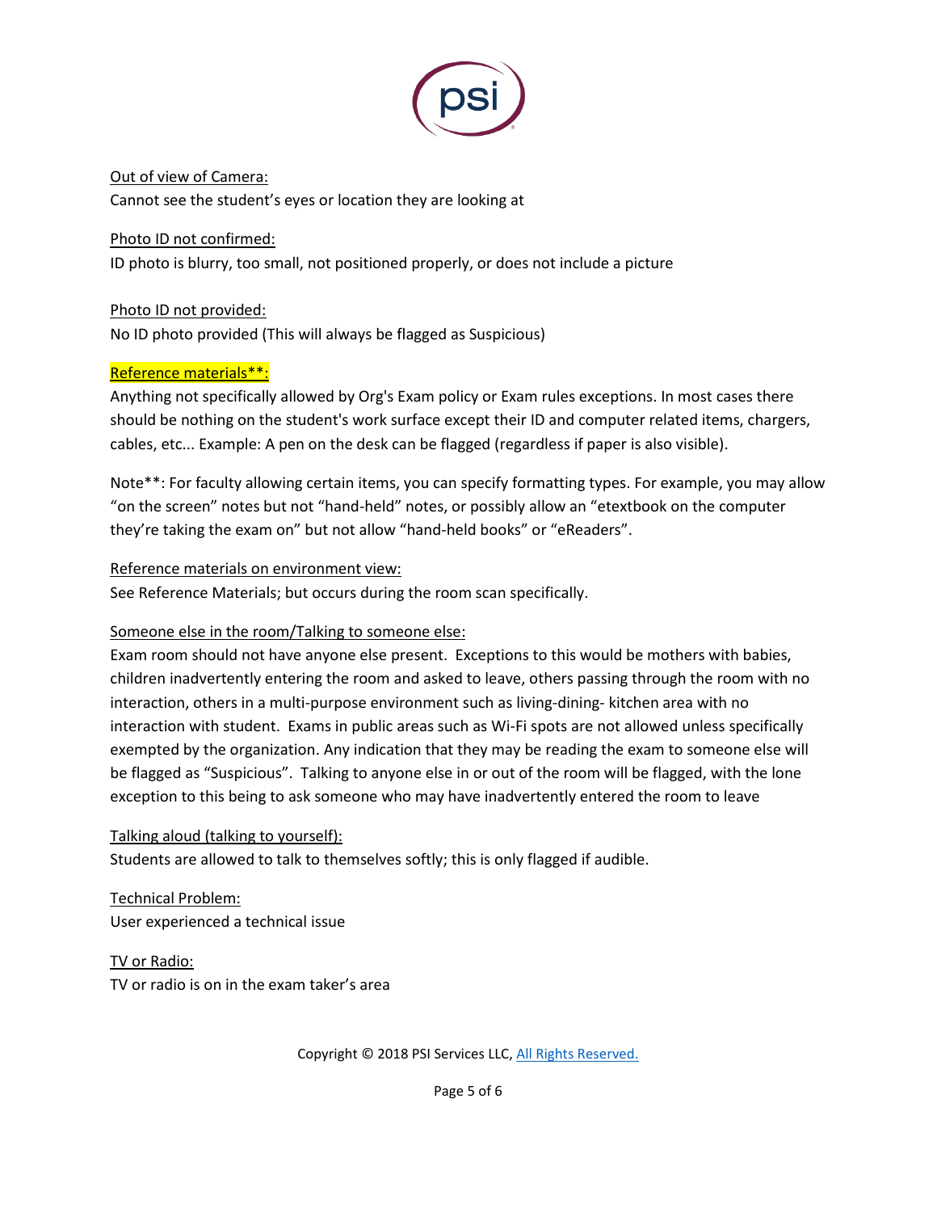Out of view of Camera:

Cannot see the student's eyes or location they are looking at

Photo ID not confirmed:

ID photo is blurry, too small, not positioned properly, or does not include a picture

Photo ID not provided:

No ID photo provided (This will always be flagged as Suspicious)

Reference materials**:

Anything not specifically allowed by Org's Exam policy or Exam rules exceptions. In most cases there should be nothing on the student's work surface except their ID and computer related items, chargers, cables, etc... Example: A pen on the desk can be flagged (regardless if paper is also visible).

Note**: For faculty allowing certain items, you can specify formatting types. For example, you may allow "on the screen" notes but not "hand-held" notes, or possibly allow an "etextbook on the computer they're taking the exam on" but not allow "hand-held books" or "eReaders".

Reference materials on environment view:

See Reference Materials; but occurs during the room scan specifically.

Someone else in the room/Talking to someone else:

Exam room should not have anyone else present. Exceptions to this would be mothers with babies, children inadvertently entering the room and asked to leave, others passing through the room with no interaction, others in a multi-purpose environment such as living-dining- kitchen area with no interaction with student. Exams in public areas such as Wi-Fi spots are not allowed unless specifically exempted by the organization. Any indication that they may be reading the exam to someone else will be flagged as "Suspicious". Talking to anyone else in or out of the room will be flagged, with the lone exception to this being to ask someone who may have inadvertently entered the room to leave

Talking aloud (talking to yourself):

Students are allowed to talk to themselves softly; this is only flagged if audible.

Technical Problem:

User experienced a technical issue

TV or Radio:

TV or radio is on in the exam taker's area

Copyright © 2018 PSI Services LLC, All Rights Reserved.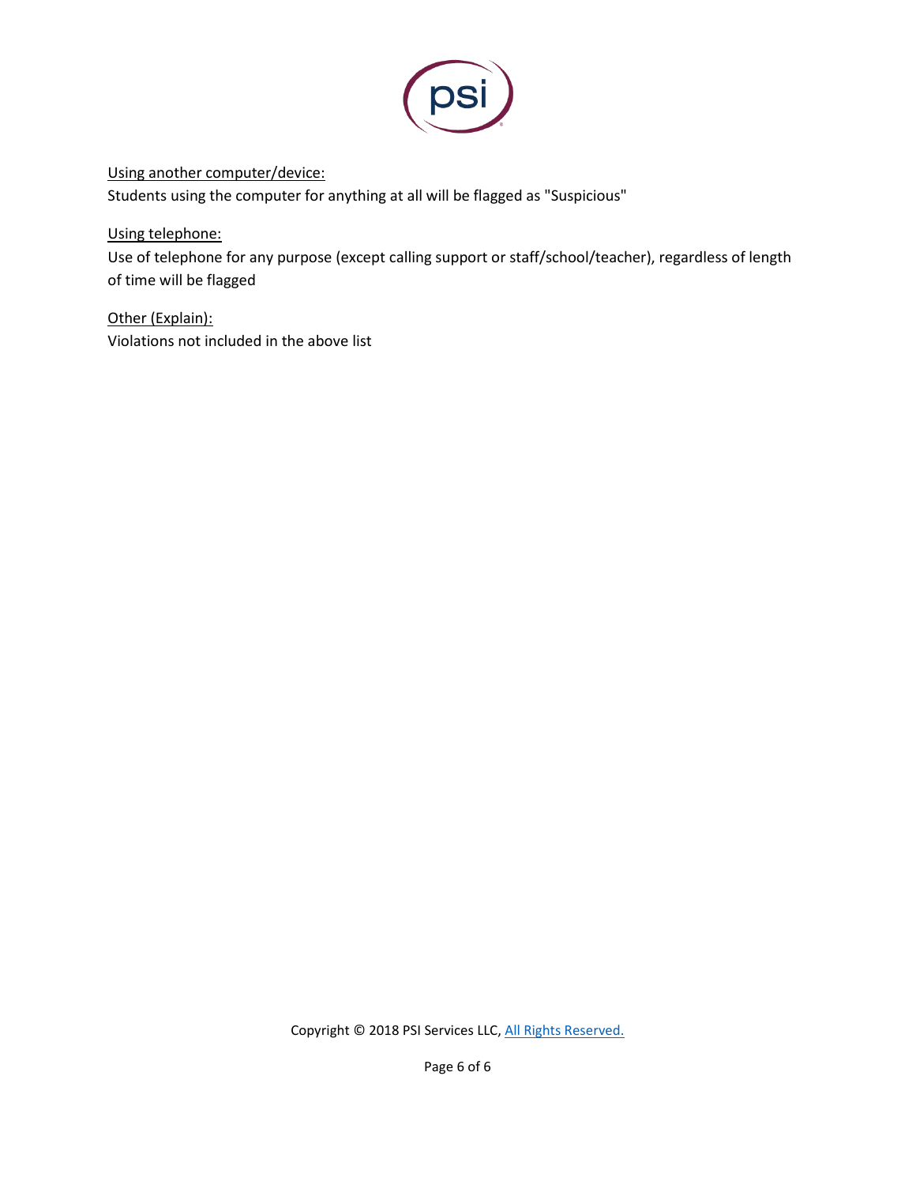<u>Using another computer/device:</u>

Students using the computer for anything at all will be flagged as "Suspicious"

<u>Using telephone:</u>

Use of telephone for any purpose (except calling support or staff/school/teacher), regardless of length of time will be flagged

<u>Other (Explain):</u>

Violations not included in the above list

Copyright © 2018 PSI Services LLC, All Rights Reserved.